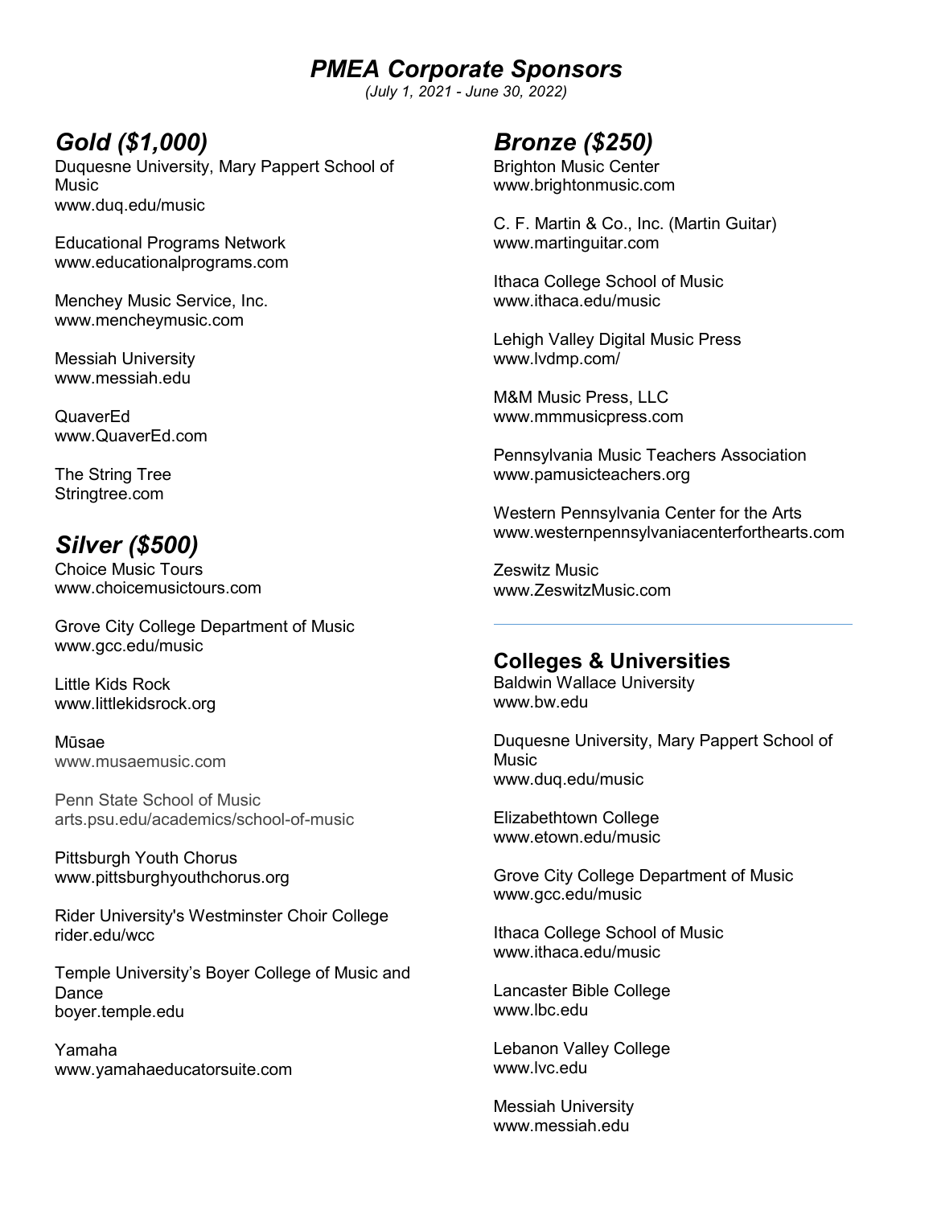# *PMEA Corporate Sponsors*

*(July 1, 2021 - June 30, 2022)*

## *Gold ($1,000)*

Duquesne University, Mary Pappert School of Music
www.duq.edu/music

Educational Programs Network
www.educationalprograms.com

Menchey Music Service, Inc.
www.mencheymusic.com

Messiah University
www.messiah.edu

QuaverEd
www.QuaverEd.com

The String Tree
Stringtree.com

## *Silver ($500)*

Choice Music Tours
www.choicemusictours.com

Grove City College Department of Music
www.gcc.edu/music

Little Kids Rock
www.littlekidsrock.org

Mūsae
www.musaemusic.com

Penn State School of Music
arts.psu.edu/academics/school-of-music

Pittsburgh Youth Chorus
www.pittsburghyouthchorus.org

Rider University's Westminster Choir College
rider.edu/wcc

Temple University's Boyer College of Music and Dance
boyer.temple.edu

Yamaha
www.yamahaeducatorsuite.com

## *Bronze ($250)*

Brighton Music Center
www.brightonmusic.com

C. F. Martin & Co., Inc. (Martin Guitar)
www.martinguitar.com

Ithaca College School of Music
www.ithaca.edu/music

Lehigh Valley Digital Music Press
www.lvdmp.com/

M&M Music Press, LLC
www.mmmusicpress.com

Pennsylvania Music Teachers Association
www.pamusicteachers.org

Western Pennsylvania Center for the Arts
www.westernpennsylvaniacenterforthearts.com

Zeswitz Music
www.ZeswitzMusic.com

---

## Colleges & Universities

Baldwin Wallace University
www.bw.edu

Duquesne University, Mary Pappert School of Music
www.duq.edu/music

Elizabethtown College
www.etown.edu/music

Grove City College Department of Music
www.gcc.edu/music

Ithaca College School of Music
www.ithaca.edu/music

Lancaster Bible College
www.lbc.edu

Lebanon Valley College
www.lvc.edu

Messiah University
www.messiah.edu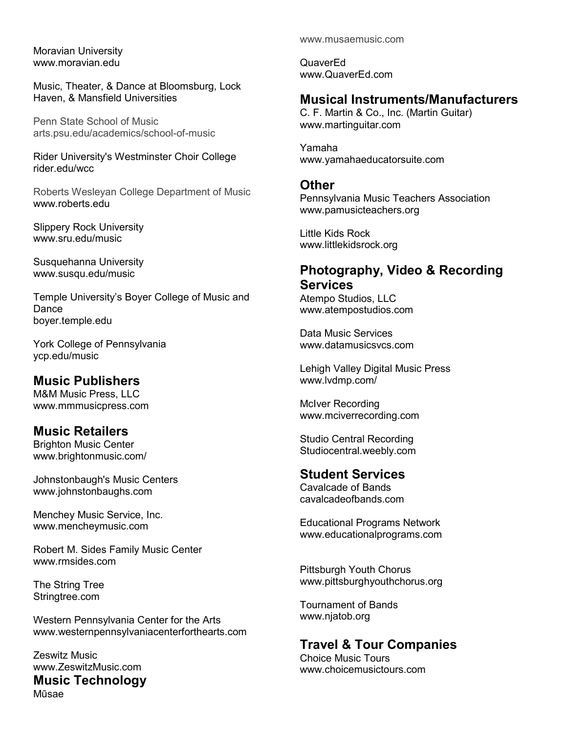Moravian University
www.moravian.edu

Music, Theater, & Dance at Bloomsburg, Lock Haven, & Mansfield Universities

Penn State School of Music
arts.psu.edu/academics/school-of-music

Rider University's Westminster Choir College
rider.edu/wcc

Roberts Wesleyan College Department of Music
www.roberts.edu

Slippery Rock University
www.sru.edu/music

Susquehanna University
www.susqu.edu/music

Temple University's Boyer College of Music and Dance
boyer.temple.edu

York College of Pennsylvania
ycp.edu/music

## Music Publishers

M&M Music Press, LLC
www.mmmusicpress.com

## Music Retailers

Brighton Music Center
www.brightonmusic.com/

Johnstonbaugh's Music Centers
www.johnstonbaughs.com

Menchey Music Service, Inc.
www.mencheymusic.com

Robert M. Sides Family Music Center
www.rmsides.com

The String Tree
Stringtree.com

Western Pennsylvania Center for the Arts
www.westernpennsylvaniacenterforthearts.com

Zeswitz Music
www.ZeswitzMusic.com

## Music Technology

Mūsae
www.musaemusic.com

QuaverEd
www.QuaverEd.com

## Musical Instruments/Manufacturers

C. F. Martin & Co., Inc. (Martin Guitar)
www.martinguitar.com

Yamaha
www.yamahaeducatorsuite.com

## Other

Pennsylvania Music Teachers Association
www.pamusicteachers.org

Little Kids Rock
www.littlekidsrock.org

## Photography, Video & Recording Services

Atempo Studios, LLC
www.atempostudios.com

Data Music Services
www.datamusicsvcs.com

Lehigh Valley Digital Music Press
www.lvdmp.com/

McIver Recording
www.mciverrecording.com

Studio Central Recording
Studiocentral.weebly.com

## Student Services

Cavalcade of Bands
cavalcadeofbands.com

Educational Programs Network
www.educationalprograms.com

Pittsburgh Youth Chorus
www.pittsburghyouthchorus.org

Tournament of Bands
www.njatob.org

## Travel & Tour Companies

Choice Music Tours
www.choicemusictours.com